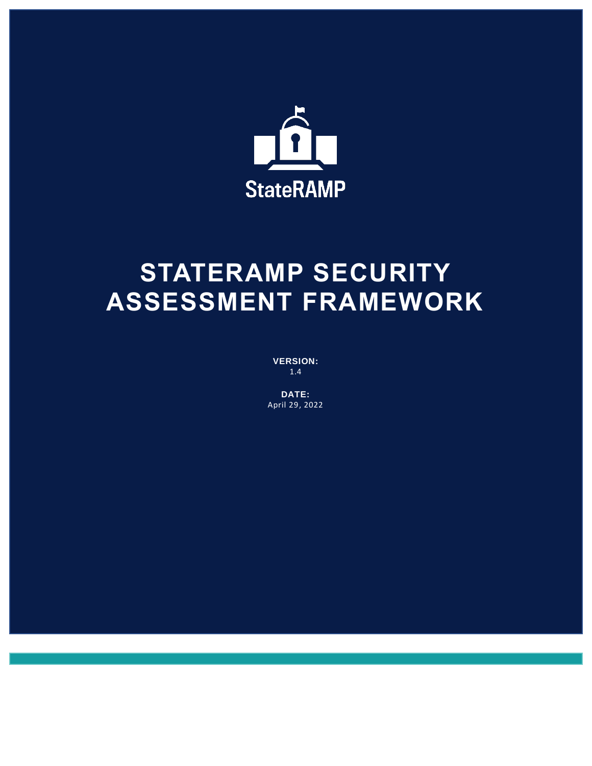StateRAMP

# STATERAMP SECURITY ASSESSMENT FRAMEWORK

**VERSION:**
1.4

**DATE:**
April 29, 2022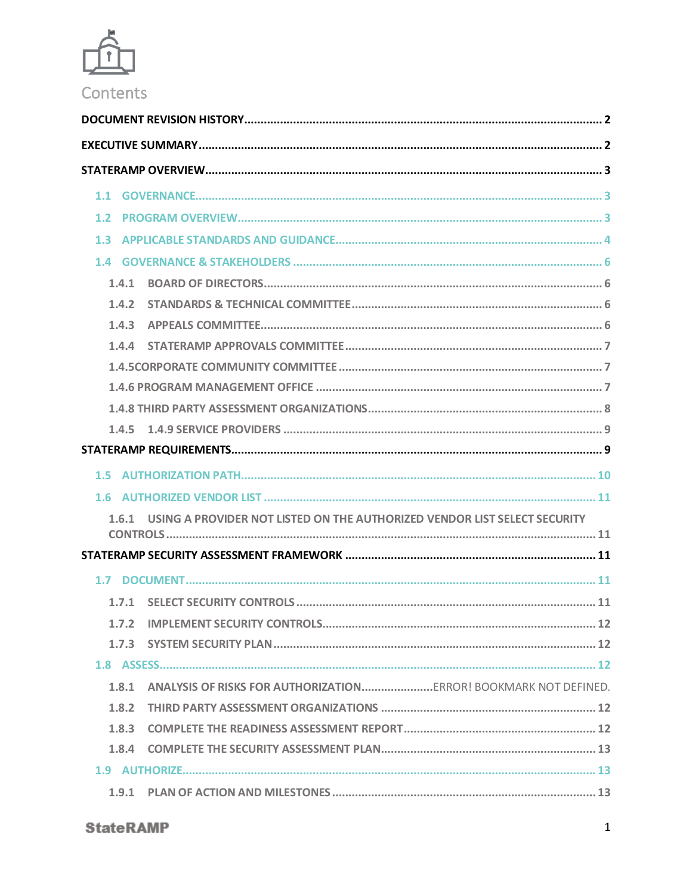# Contents

- DOCUMENT REVISION HISTORY ........ 2
- EXECUTIVE SUMMARY ........ 2
- STATERAMP OVERVIEW ........ 3
  - 1.1 GOVERNANCE ........ 3
  - 1.2 PROGRAM OVERVIEW ........ 3
  - 1.3 APPLICABLE STANDARDS AND GUIDANCE ........ 4
  - 1.4 GOVERNANCE & STAKEHOLDERS ........ 6
    - 1.4.1 BOARD OF DIRECTORS ........ 6
    - 1.4.2 STANDARDS & TECHNICAL COMMITTEE ........ 6
    - 1.4.3 APPEALS COMMITTEE ........ 6
    - 1.4.4 STATERAMP APPROVALS COMMITTEE ........ 7
    - 1.4.5CORPORATE COMMUNITY COMMITTEE ........ 7
    - 1.4.6 PROGRAM MANAGEMENT OFFICE ........ 7
    - 1.4.8 THIRD PARTY ASSESSMENT ORGANIZATIONS ........ 8
    - 1.4.5 1.4.9 SERVICE PROVIDERS ........ 9
- STATERAMP REQUIREMENTS ........ 9
  - 1.5 AUTHORIZATION PATH ........ 10
  - 1.6 AUTHORIZED VENDOR LIST ........ 11
    - 1.6.1 USING A PROVIDER NOT LISTED ON THE AUTHORIZED VENDOR LIST SELECT SECURITY CONTROLS ........ 11
- STATERAMP SECURITY ASSESSMENT FRAMEWORK ........ 11
  - 1.7 DOCUMENT ........ 11
    - 1.7.1 SELECT SECURITY CONTROLS ........ 11
    - 1.7.2 IMPLEMENT SECURITY CONTROLS ........ 12
    - 1.7.3 SYSTEM SECURITY PLAN ........ 12
  - 1.8 ASSESS ........ 12
    - 1.8.1 ANALYSIS OF RISKS FOR AUTHORIZATION ........ ERROR! BOOKMARK NOT DEFINED.
    - 1.8.2 THIRD PARTY ASSESSMENT ORGANIZATIONS ........ 12
    - 1.8.3 COMPLETE THE READINESS ASSESSMENT REPORT ........ 12
    - 1.8.4 COMPLETE THE SECURITY ASSESSMENT PLAN ........ 13
  - 1.9 AUTHORIZE ........ 13
    - 1.9.1 PLAN OF ACTION AND MILESTONES ........ 13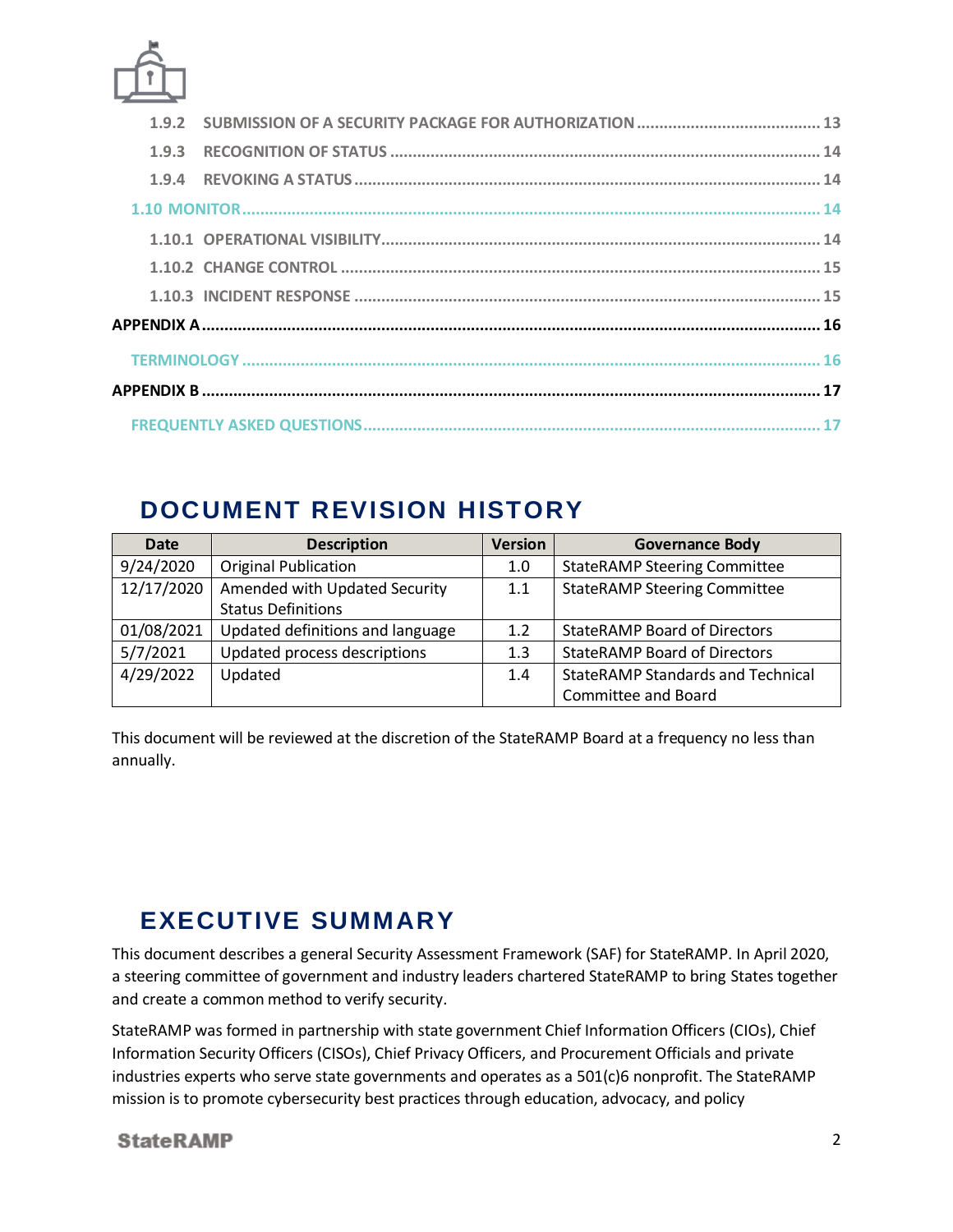1.9.2 SUBMISSION OF A SECURITY PACKAGE FOR AUTHORIZATION ........................................ 13

1.9.3 RECOGNITION OF STATUS ........................................ 14

1.9.4 REVOKING A STATUS ........................................ 14

1.10 MONITOR ........................................ 14

1.10.1 OPERATIONAL VISIBILITY ........................................ 14

1.10.2 CHANGE CONTROL ........................................ 15

1.10.3 INCIDENT RESPONSE ........................................ 15

APPENDIX A ........................................ 16

TERMINOLOGY ........................................ 16

APPENDIX B ........................................ 17

FREQUENTLY ASKED QUESTIONS ........................................ 17

# DOCUMENT REVISION HISTORY

| Date | Description | Version | Governance Body |
|---|---|---|---|
| 9/24/2020 | Original Publication | 1.0 | StateRAMP Steering Committee |
| 12/17/2020 | Amended with Updated Security Status Definitions | 1.1 | StateRAMP Steering Committee |
| 01/08/2021 | Updated definitions and language | 1.2 | StateRAMP Board of Directors |
| 5/7/2021 | Updated process descriptions | 1.3 | StateRAMP Board of Directors |
| 4/29/2022 | Updated | 1.4 | StateRAMP Standards and Technical Committee and Board |

This document will be reviewed at the discretion of the StateRAMP Board at a frequency no less than annually.

# EXECUTIVE SUMMARY

This document describes a general Security Assessment Framework (SAF) for StateRAMP. In April 2020, a steering committee of government and industry leaders chartered StateRAMP to bring States together and create a common method to verify security.

StateRAMP was formed in partnership with state government Chief Information Officers (CIOs), Chief Information Security Officers (CISOs), Chief Privacy Officers, and Procurement Officials and private industries experts who serve state governments and operates as a 501(c)6 nonprofit. The StateRAMP mission is to promote cybersecurity best practices through education, advocacy, and policy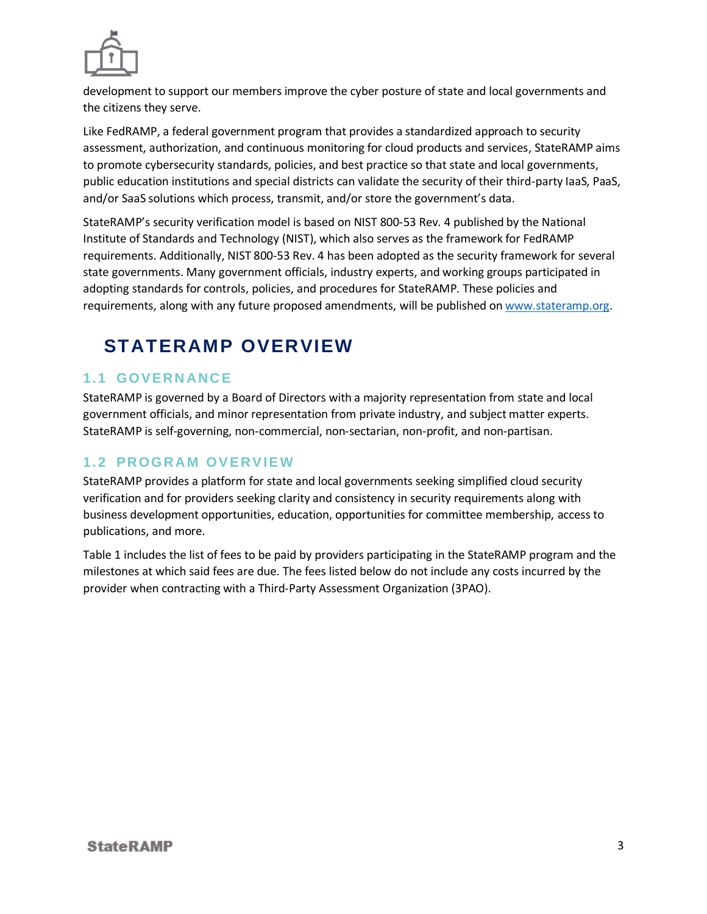development to support our members improve the cyber posture of state and local governments and the citizens they serve.

Like FedRAMP, a federal government program that provides a standardized approach to security assessment, authorization, and continuous monitoring for cloud products and services, StateRAMP aims to promote cybersecurity standards, policies, and best practice so that state and local governments, public education institutions and special districts can validate the security of their third-party IaaS, PaaS, and/or SaaS solutions which process, transmit, and/or store the government's data.

StateRAMP's security verification model is based on NIST 800-53 Rev. 4 published by the National Institute of Standards and Technology (NIST), which also serves as the framework for FedRAMP requirements. Additionally, NIST 800-53 Rev. 4 has been adopted as the security framework for several state governments. Many government officials, industry experts, and working groups participated in adopting standards for controls, policies, and procedures for StateRAMP. These policies and requirements, along with any future proposed amendments, will be published on [www.stateramp.org](http://www.stateramp.org).

# STATERAMP OVERVIEW

## 1.1 GOVERNANCE

StateRAMP is governed by a Board of Directors with a majority representation from state and local government officials, and minor representation from private industry, and subject matter experts. StateRAMP is self-governing, non-commercial, non-sectarian, non-profit, and non-partisan.

## 1.2 PROGRAM OVERVIEW

StateRAMP provides a platform for state and local governments seeking simplified cloud security verification and for providers seeking clarity and consistency in security requirements along with business development opportunities, education, opportunities for committee membership, access to publications, and more.

Table 1 includes the list of fees to be paid by providers participating in the StateRAMP program and the milestones at which said fees are due. The fees listed below do not include any costs incurred by the provider when contracting with a Third-Party Assessment Organization (3PAO).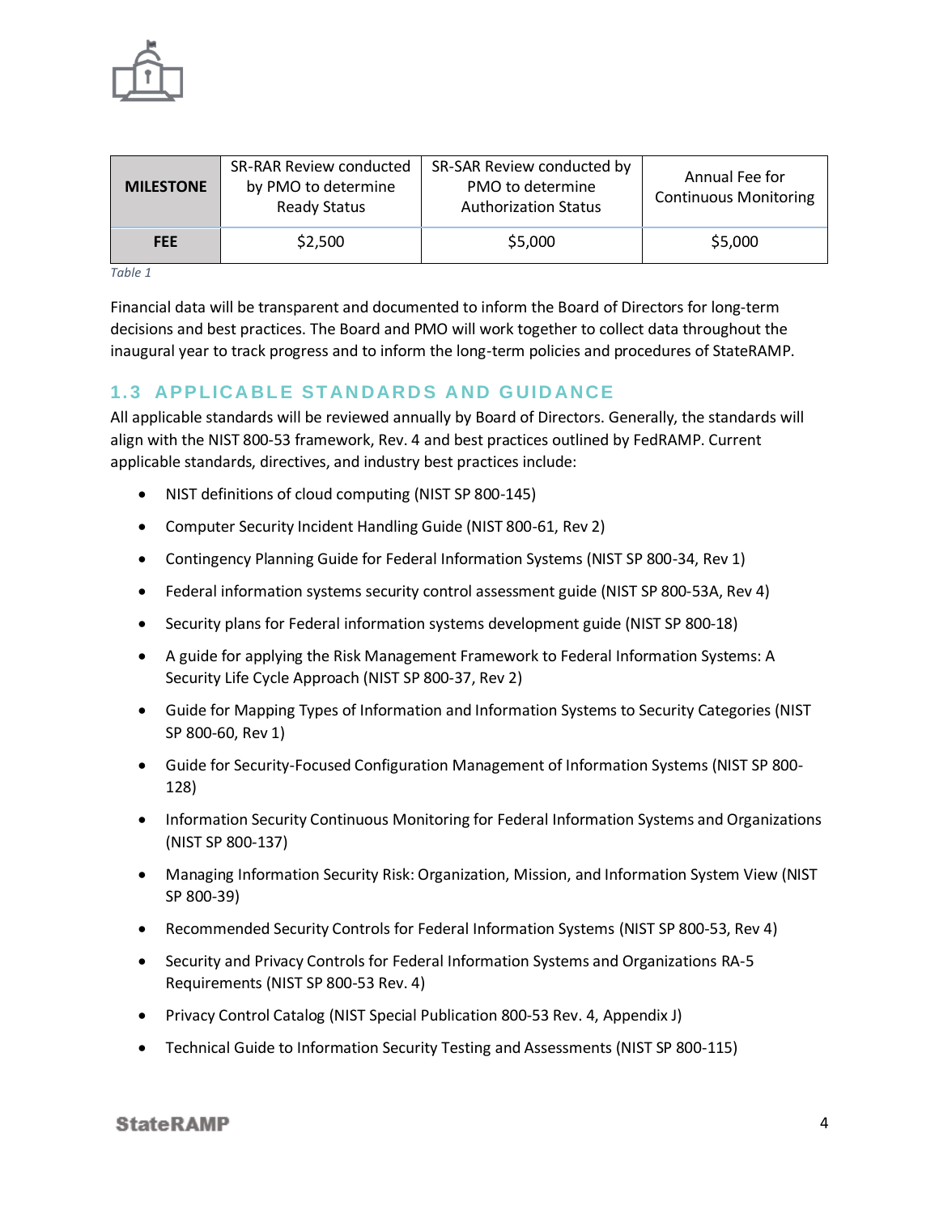| MILESTONE | SR-RAR Review conducted by PMO to determine Ready Status | SR-SAR Review conducted by PMO to determine Authorization Status | Annual Fee for Continuous Monitoring |
| --- | --- | --- | --- |
| FEE | $2,500 | $5,000 | $5,000 |

*Table 1*

Financial data will be transparent and documented to inform the Board of Directors for long-term decisions and best practices. The Board and PMO will work together to collect data throughout the inaugural year to track progress and to inform the long-term policies and procedures of StateRAMP.

### 1.3 APPLICABLE STANDARDS AND GUIDANCE

All applicable standards will be reviewed annually by Board of Directors. Generally, the standards will align with the NIST 800-53 framework, Rev. 4 and best practices outlined by FedRAMP. Current applicable standards, directives, and industry best practices include:

- NIST definitions of cloud computing (NIST SP 800-145)
- Computer Security Incident Handling Guide (NIST 800-61, Rev 2)
- Contingency Planning Guide for Federal Information Systems (NIST SP 800-34, Rev 1)
- Federal information systems security control assessment guide (NIST SP 800-53A, Rev 4)
- Security plans for Federal information systems development guide (NIST SP 800-18)
- A guide for applying the Risk Management Framework to Federal Information Systems: A Security Life Cycle Approach (NIST SP 800-37, Rev 2)
- Guide for Mapping Types of Information and Information Systems to Security Categories (NIST SP 800-60, Rev 1)
- Guide for Security-Focused Configuration Management of Information Systems (NIST SP 800-128)
- Information Security Continuous Monitoring for Federal Information Systems and Organizations (NIST SP 800-137)
- Managing Information Security Risk: Organization, Mission, and Information System View (NIST SP 800-39)
- Recommended Security Controls for Federal Information Systems (NIST SP 800-53, Rev 4)
- Security and Privacy Controls for Federal Information Systems and Organizations RA-5 Requirements (NIST SP 800-53 Rev. 4)
- Privacy Control Catalog (NIST Special Publication 800-53 Rev. 4, Appendix J)
- Technical Guide to Information Security Testing and Assessments (NIST SP 800-115)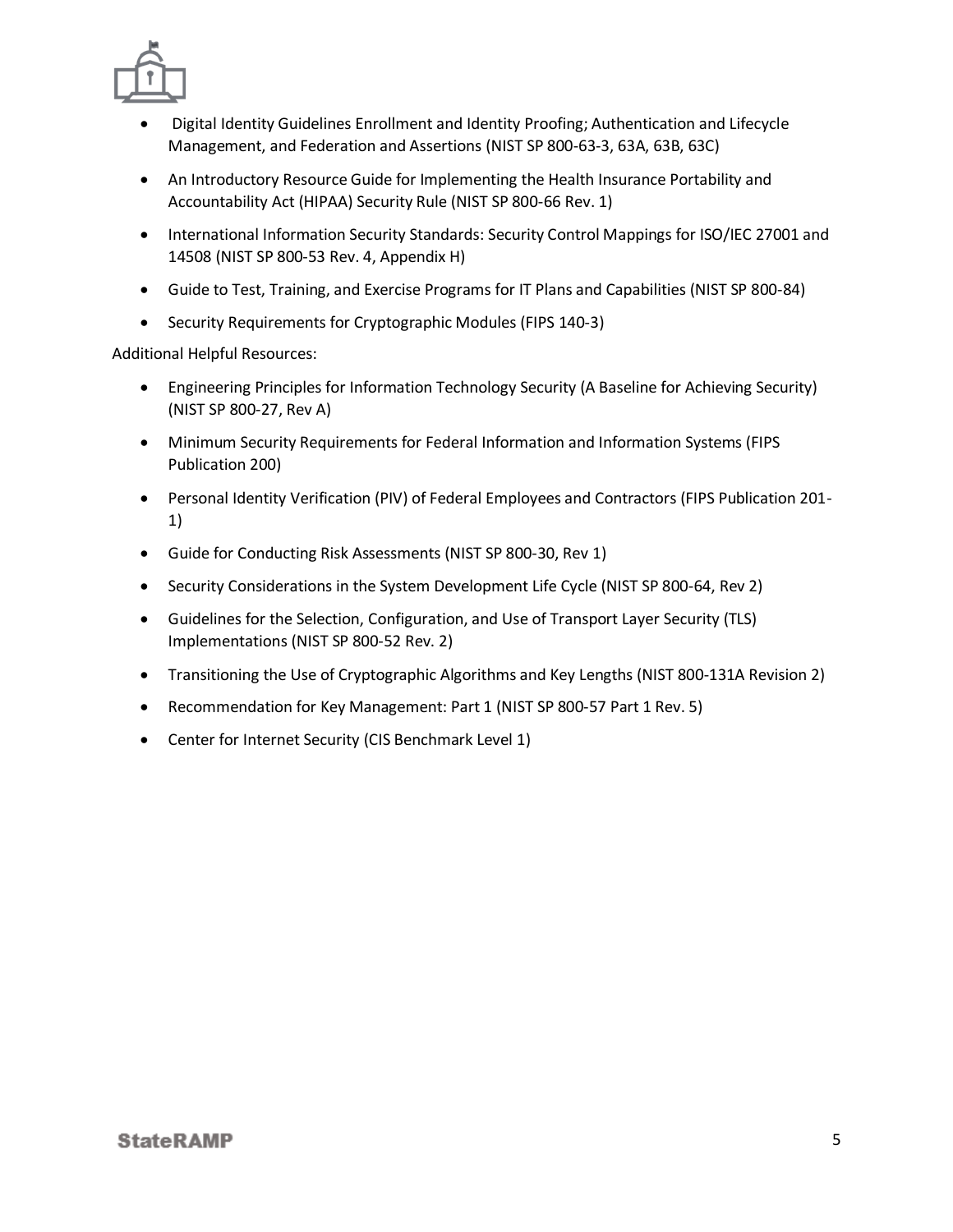- Digital Identity Guidelines Enrollment and Identity Proofing; Authentication and Lifecycle Management, and Federation and Assertions (NIST SP 800-63-3, 63A, 63B, 63C)
- An Introductory Resource Guide for Implementing the Health Insurance Portability and Accountability Act (HIPAA) Security Rule (NIST SP 800-66 Rev. 1)
- International Information Security Standards: Security Control Mappings for ISO/IEC 27001 and 14508 (NIST SP 800-53 Rev. 4, Appendix H)
- Guide to Test, Training, and Exercise Programs for IT Plans and Capabilities (NIST SP 800-84)
- Security Requirements for Cryptographic Modules (FIPS 140-3)

Additional Helpful Resources:

- Engineering Principles for Information Technology Security (A Baseline for Achieving Security) (NIST SP 800-27, Rev A)
- Minimum Security Requirements for Federal Information and Information Systems (FIPS Publication 200)
- Personal Identity Verification (PIV) of Federal Employees and Contractors (FIPS Publication 201-1)
- Guide for Conducting Risk Assessments (NIST SP 800-30, Rev 1)
- Security Considerations in the System Development Life Cycle (NIST SP 800-64, Rev 2)
- Guidelines for the Selection, Configuration, and Use of Transport Layer Security (TLS) Implementations (NIST SP 800-52 Rev. 2)
- Transitioning the Use of Cryptographic Algorithms and Key Lengths (NIST 800-131A Revision 2)
- Recommendation for Key Management: Part 1 (NIST SP 800-57 Part 1 Rev. 5)
- Center for Internet Security (CIS Benchmark Level 1)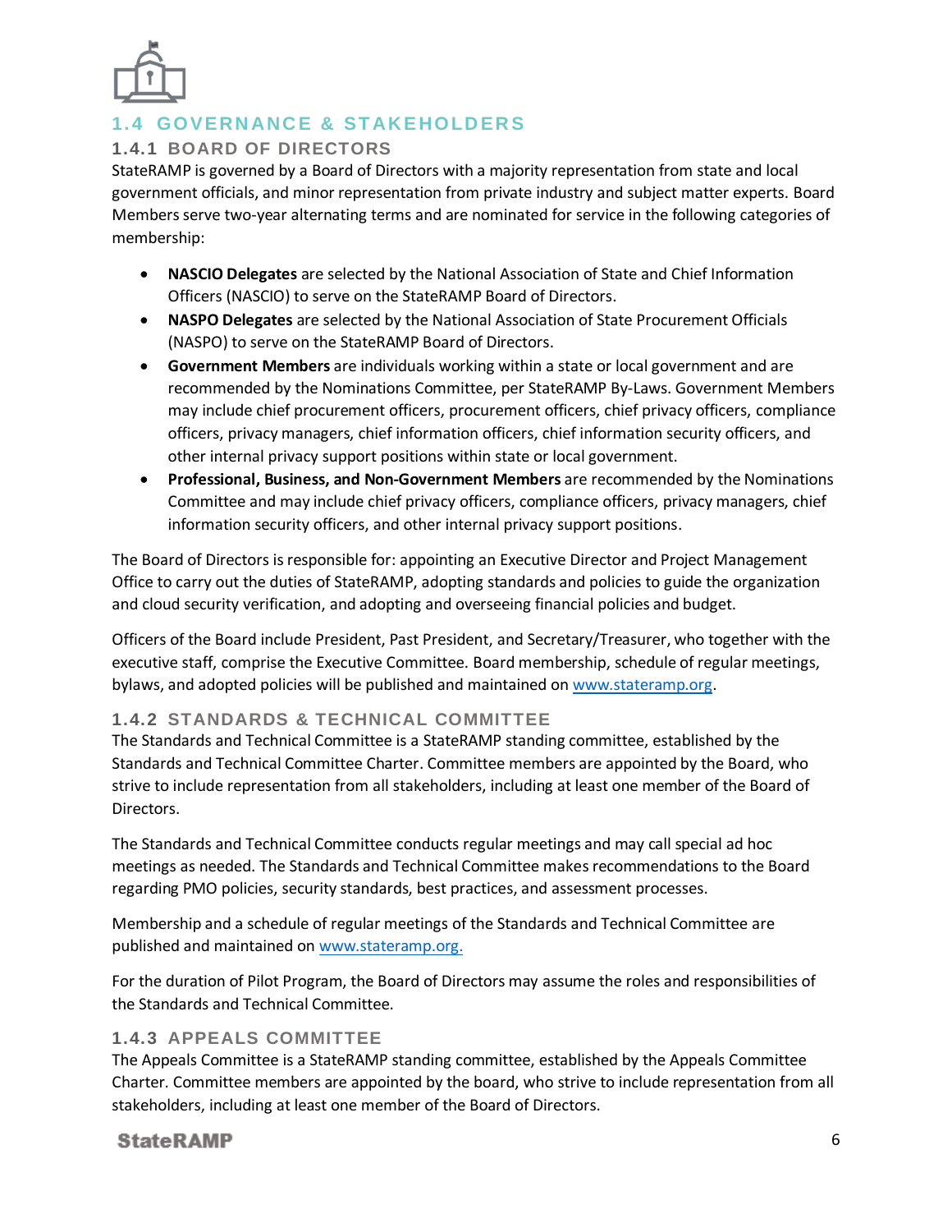## 1.4 GOVERNANCE & STAKEHOLDERS

### 1.4.1 BOARD OF DIRECTORS

StateRAMP is governed by a Board of Directors with a majority representation from state and local government officials, and minor representation from private industry and subject matter experts. Board Members serve two-year alternating terms and are nominated for service in the following categories of membership:

- **NASCIO Delegates** are selected by the National Association of State and Chief Information Officers (NASCIO) to serve on the StateRAMP Board of Directors.
- **NASPO Delegates** are selected by the National Association of State Procurement Officials (NASPO) to serve on the StateRAMP Board of Directors.
- **Government Members** are individuals working within a state or local government and are recommended by the Nominations Committee, per StateRAMP By-Laws. Government Members may include chief procurement officers, procurement officers, chief privacy officers, compliance officers, privacy managers, chief information officers, chief information security officers, and other internal privacy support positions within state or local government.
- **Professional, Business, and Non-Government Members** are recommended by the Nominations Committee and may include chief privacy officers, compliance officers, privacy managers, chief information security officers, and other internal privacy support positions.

The Board of Directors is responsible for: appointing an Executive Director and Project Management Office to carry out the duties of StateRAMP, adopting standards and policies to guide the organization and cloud security verification, and adopting and overseeing financial policies and budget.

Officers of the Board include President, Past President, and Secretary/Treasurer, who together with the executive staff, comprise the Executive Committee. Board membership, schedule of regular meetings, bylaws, and adopted policies will be published and maintained on [www.stateramp.org](http://www.stateramp.org).

### 1.4.2 STANDARDS & TECHNICAL COMMITTEE

The Standards and Technical Committee is a StateRAMP standing committee, established by the Standards and Technical Committee Charter. Committee members are appointed by the Board, who strive to include representation from all stakeholders, including at least one member of the Board of Directors.

The Standards and Technical Committee conducts regular meetings and may call special ad hoc meetings as needed. The Standards and Technical Committee makes recommendations to the Board regarding PMO policies, security standards, best practices, and assessment processes.

Membership and a schedule of regular meetings of the Standards and Technical Committee are published and maintained on [www.stateramp.org.](http://www.stateramp.org)

For the duration of Pilot Program, the Board of Directors may assume the roles and responsibilities of the Standards and Technical Committee.

### 1.4.3 APPEALS COMMITTEE

The Appeals Committee is a StateRAMP standing committee, established by the Appeals Committee Charter. Committee members are appointed by the board, who strive to include representation from all stakeholders, including at least one member of the Board of Directors.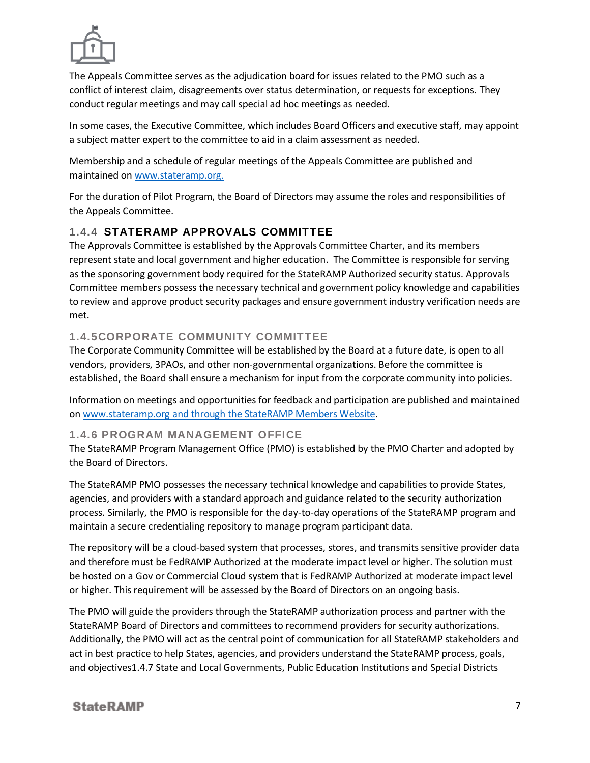The Appeals Committee serves as the adjudication board for issues related to the PMO such as a conflict of interest claim, disagreements over status determination, or requests for exceptions. They conduct regular meetings and may call special ad hoc meetings as needed.

In some cases, the Executive Committee, which includes Board Officers and executive staff, may appoint a subject matter expert to the committee to aid in a claim assessment as needed.

Membership and a schedule of regular meetings of the Appeals Committee are published and maintained on [www.stateramp.org.](www.stateramp.org)

For the duration of Pilot Program, the Board of Directors may assume the roles and responsibilities of the Appeals Committee.

### 1.4.4 STATERAMP APPROVALS COMMITTEE

The Approvals Committee is established by the Approvals Committee Charter, and its members represent state and local government and higher education. The Committee is responsible for serving as the sponsoring government body required for the StateRAMP Authorized security status. Approvals Committee members possess the necessary technical and government policy knowledge and capabilities to review and approve product security packages and ensure government industry verification needs are met.

### 1.4.5CORPORATE COMMUNITY COMMITTEE

The Corporate Community Committee will be established by the Board at a future date, is open to all vendors, providers, 3PAOs, and other non-governmental organizations. Before the committee is established, the Board shall ensure a mechanism for input from the corporate community into policies.

Information on meetings and opportunities for feedback and participation are published and maintained on [www.stateramp.org and through the StateRAMP Members Website](www.stateramp.org).

### 1.4.6 PROGRAM MANAGEMENT OFFICE

The StateRAMP Program Management Office (PMO) is established by the PMO Charter and adopted by the Board of Directors.

The StateRAMP PMO possesses the necessary technical knowledge and capabilities to provide States, agencies, and providers with a standard approach and guidance related to the security authorization process. Similarly, the PMO is responsible for the day-to-day operations of the StateRAMP program and maintain a secure credentialing repository to manage program participant data.

The repository will be a cloud-based system that processes, stores, and transmits sensitive provider data and therefore must be FedRAMP Authorized at the moderate impact level or higher. The solution must be hosted on a Gov or Commercial Cloud system that is FedRAMP Authorized at moderate impact level or higher. This requirement will be assessed by the Board of Directors on an ongoing basis.

The PMO will guide the providers through the StateRAMP authorization process and partner with the StateRAMP Board of Directors and committees to recommend providers for security authorizations. Additionally, the PMO will act as the central point of communication for all StateRAMP stakeholders and act in best practice to help States, agencies, and providers understand the StateRAMP process, goals, and objectives1.4.7 State and Local Governments, Public Education Institutions and Special Districts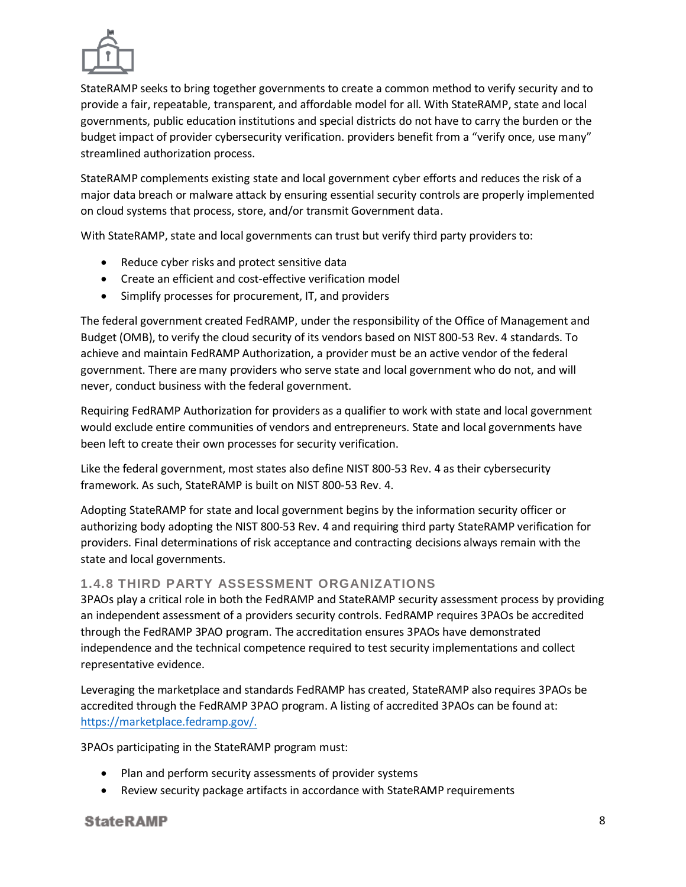StateRAMP seeks to bring together governments to create a common method to verify security and to provide a fair, repeatable, transparent, and affordable model for all. With StateRAMP, state and local governments, public education institutions and special districts do not have to carry the burden or the budget impact of provider cybersecurity verification. providers benefit from a "verify once, use many" streamlined authorization process.

StateRAMP complements existing state and local government cyber efforts and reduces the risk of a major data breach or malware attack by ensuring essential security controls are properly implemented on cloud systems that process, store, and/or transmit Government data.

With StateRAMP, state and local governments can trust but verify third party providers to:

- Reduce cyber risks and protect sensitive data
- Create an efficient and cost-effective verification model
- Simplify processes for procurement, IT, and providers

The federal government created FedRAMP, under the responsibility of the Office of Management and Budget (OMB), to verify the cloud security of its vendors based on NIST 800-53 Rev. 4 standards. To achieve and maintain FedRAMP Authorization, a provider must be an active vendor of the federal government. There are many providers who serve state and local government who do not, and will never, conduct business with the federal government.

Requiring FedRAMP Authorization for providers as a qualifier to work with state and local government would exclude entire communities of vendors and entrepreneurs. State and local governments have been left to create their own processes for security verification.

Like the federal government, most states also define NIST 800-53 Rev. 4 as their cybersecurity framework. As such, StateRAMP is built on NIST 800-53 Rev. 4.

Adopting StateRAMP for state and local government begins by the information security officer or authorizing body adopting the NIST 800-53 Rev. 4 and requiring third party StateRAMP verification for providers. Final determinations of risk acceptance and contracting decisions always remain with the state and local governments.

### 1.4.8 THIRD PARTY ASSESSMENT ORGANIZATIONS

3PAOs play a critical role in both the FedRAMP and StateRAMP security assessment process by providing an independent assessment of a providers security controls. FedRAMP requires 3PAOs be accredited through the FedRAMP 3PAO program. The accreditation ensures 3PAOs have demonstrated independence and the technical competence required to test security implementations and collect representative evidence.

Leveraging the marketplace and standards FedRAMP has created, StateRAMP also requires 3PAOs be accredited through the FedRAMP 3PAO program. A listing of accredited 3PAOs can be found at: https://marketplace.fedramp.gov/.

3PAOs participating in the StateRAMP program must:

- Plan and perform security assessments of provider systems
- Review security package artifacts in accordance with StateRAMP requirements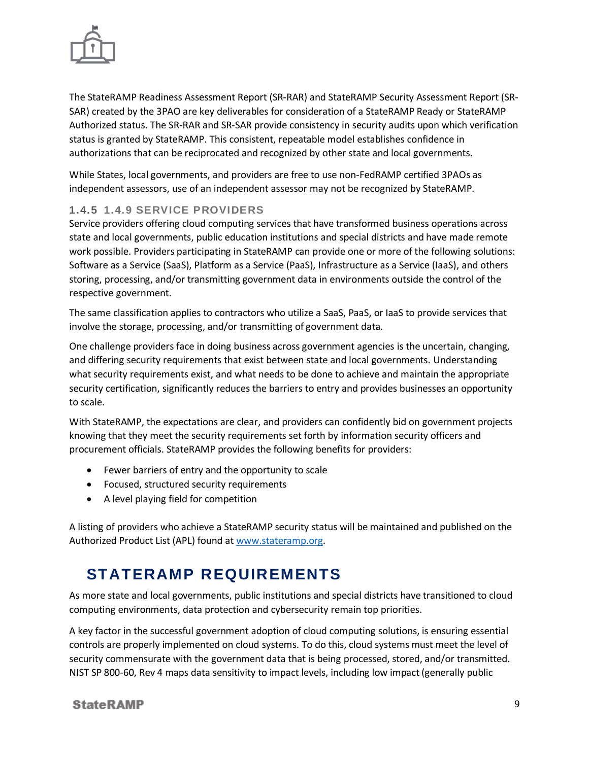The StateRAMP Readiness Assessment Report (SR-RAR) and StateRAMP Security Assessment Report (SR-SAR) created by the 3PAO are key deliverables for consideration of a StateRAMP Ready or StateRAMP Authorized status. The SR-RAR and SR-SAR provide consistency in security audits upon which verification status is granted by StateRAMP. This consistent, repeatable model establishes confidence in authorizations that can be reciprocated and recognized by other state and local governments.

While States, local governments, and providers are free to use non-FedRAMP certified 3PAOs as independent assessors, use of an independent assessor may not be recognized by StateRAMP.

### 1.4.5 1.4.9 SERVICE PROVIDERS

Service providers offering cloud computing services that have transformed business operations across state and local governments, public education institutions and special districts and have made remote work possible. Providers participating in StateRAMP can provide one or more of the following solutions: Software as a Service (SaaS), Platform as a Service (PaaS), Infrastructure as a Service (IaaS), and others storing, processing, and/or transmitting government data in environments outside the control of the respective government.

The same classification applies to contractors who utilize a SaaS, PaaS, or IaaS to provide services that involve the storage, processing, and/or transmitting of government data.

One challenge providers face in doing business across government agencies is the uncertain, changing, and differing security requirements that exist between state and local governments. Understanding what security requirements exist, and what needs to be done to achieve and maintain the appropriate security certification, significantly reduces the barriers to entry and provides businesses an opportunity to scale.

With StateRAMP, the expectations are clear, and providers can confidently bid on government projects knowing that they meet the security requirements set forth by information security officers and procurement officials. StateRAMP provides the following benefits for providers:

- Fewer barriers of entry and the opportunity to scale
- Focused, structured security requirements
- A level playing field for competition

A listing of providers who achieve a StateRAMP security status will be maintained and published on the Authorized Product List (APL) found at [www.stateramp.org](www.stateramp.org).

## STATERAMP REQUIREMENTS

As more state and local governments, public institutions and special districts have transitioned to cloud computing environments, data protection and cybersecurity remain top priorities.

A key factor in the successful government adoption of cloud computing solutions, is ensuring essential controls are properly implemented on cloud systems. To do this, cloud systems must meet the level of security commensurate with the government data that is being processed, stored, and/or transmitted. NIST SP 800-60, Rev 4 maps data sensitivity to impact levels, including low impact (generally public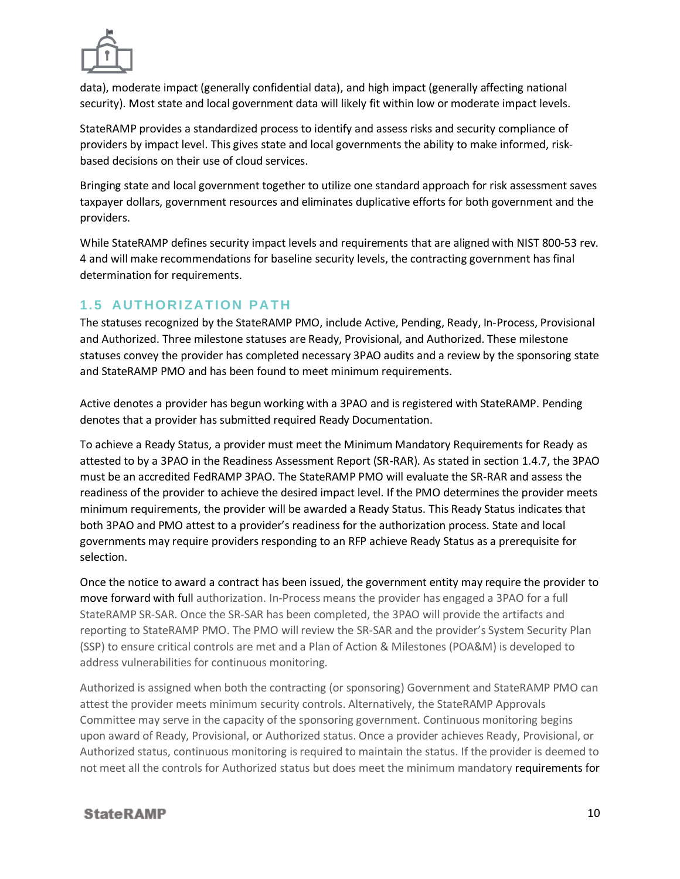data), moderate impact (generally confidential data), and high impact (generally affecting national security). Most state and local government data will likely fit within low or moderate impact levels.

StateRAMP provides a standardized process to identify and assess risks and security compliance of providers by impact level. This gives state and local governments the ability to make informed, risk-based decisions on their use of cloud services.

Bringing state and local government together to utilize one standard approach for risk assessment saves taxpayer dollars, government resources and eliminates duplicative efforts for both government and the providers.

While StateRAMP defines security impact levels and requirements that are aligned with NIST 800-53 rev. 4 and will make recommendations for baseline security levels, the contracting government has final determination for requirements.

## 1.5 AUTHORIZATION PATH

The statuses recognized by the StateRAMP PMO, include Active, Pending, Ready, In-Process, Provisional and Authorized. Three milestone statuses are Ready, Provisional, and Authorized. These milestone statuses convey the provider has completed necessary 3PAO audits and a review by the sponsoring state and StateRAMP PMO and has been found to meet minimum requirements.

Active denotes a provider has begun working with a 3PAO and is registered with StateRAMP. Pending denotes that a provider has submitted required Ready Documentation.

To achieve a Ready Status, a provider must meet the Minimum Mandatory Requirements for Ready as attested to by a 3PAO in the Readiness Assessment Report (SR-RAR). As stated in section 1.4.7, the 3PAO must be an accredited FedRAMP 3PAO. The StateRAMP PMO will evaluate the SR-RAR and assess the readiness of the provider to achieve the desired impact level. If the PMO determines the provider meets minimum requirements, the provider will be awarded a Ready Status. This Ready Status indicates that both 3PAO and PMO attest to a provider's readiness for the authorization process. State and local governments may require providers responding to an RFP achieve Ready Status as a prerequisite for selection.

Once the notice to award a contract has been issued, the government entity may require the provider to move forward with full authorization. In-Process means the provider has engaged a 3PAO for a full StateRAMP SR-SAR. Once the SR-SAR has been completed, the 3PAO will provide the artifacts and reporting to StateRAMP PMO. The PMO will review the SR-SAR and the provider's System Security Plan (SSP) to ensure critical controls are met and a Plan of Action & Milestones (POA&M) is developed to address vulnerabilities for continuous monitoring.

Authorized is assigned when both the contracting (or sponsoring) Government and StateRAMP PMO can attest the provider meets minimum security controls. Alternatively, the StateRAMP Approvals Committee may serve in the capacity of the sponsoring government. Continuous monitoring begins upon award of Ready, Provisional, or Authorized status. Once a provider achieves Ready, Provisional, or Authorized status, continuous monitoring is required to maintain the status. If the provider is deemed to not meet all the controls for Authorized status but does meet the minimum mandatory requirements for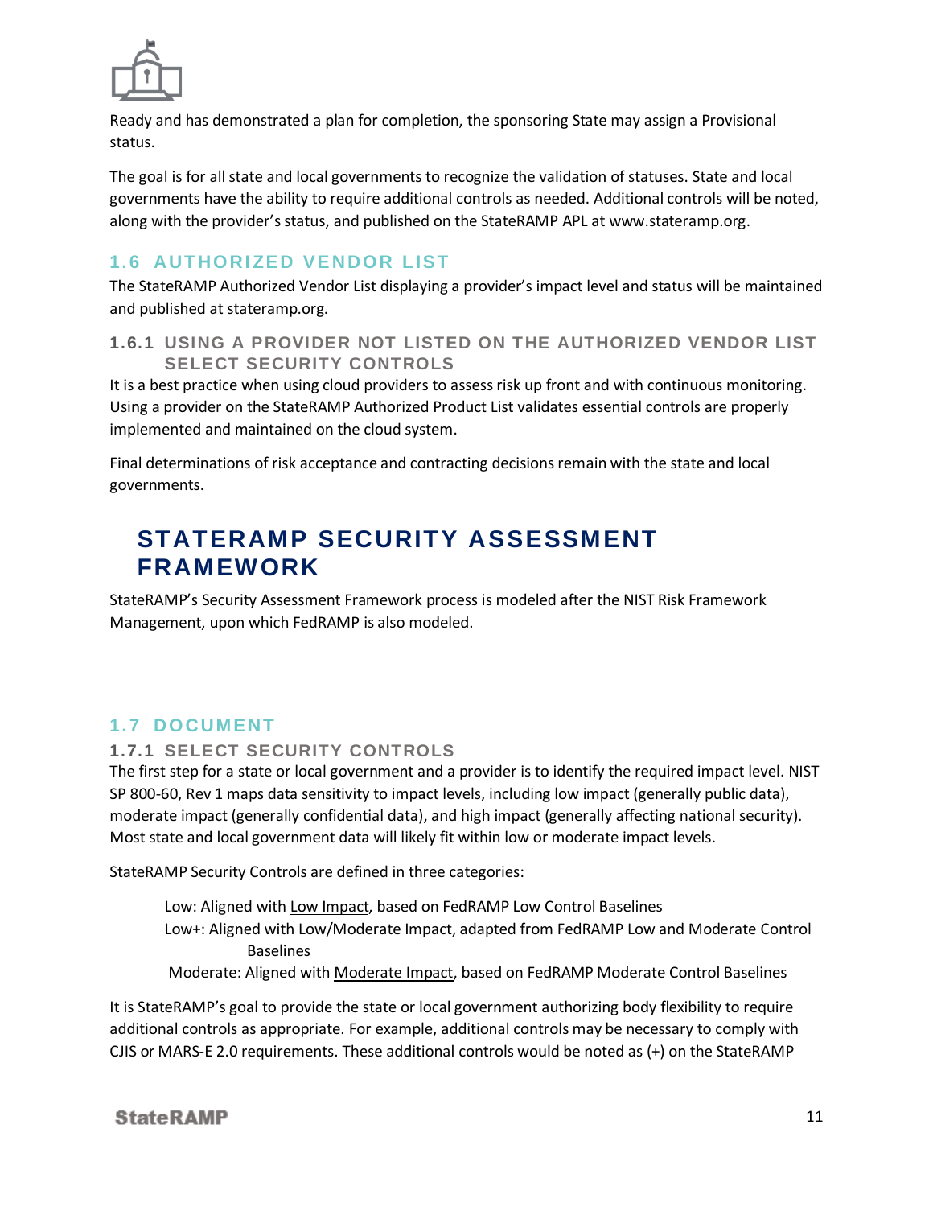Ready and has demonstrated a plan for completion, the sponsoring State may assign a Provisional status.

The goal is for all state and local governments to recognize the validation of statuses. State and local governments have the ability to require additional controls as needed. Additional controls will be noted, along with the provider's status, and published on the StateRAMP APL at www.stateramp.org.

## 1.6 AUTHORIZED VENDOR LIST

The StateRAMP Authorized Vendor List displaying a provider's impact level and status will be maintained and published at stateramp.org.

### 1.6.1 USING A PROVIDER NOT LISTED ON THE AUTHORIZED VENDOR LIST SELECT SECURITY CONTROLS

It is a best practice when using cloud providers to assess risk up front and with continuous monitoring. Using a provider on the StateRAMP Authorized Product List validates essential controls are properly implemented and maintained on the cloud system.

Final determinations of risk acceptance and contracting decisions remain with the state and local governments.

# STATERAMP SECURITY ASSESSMENT FRAMEWORK

StateRAMP's Security Assessment Framework process is modeled after the NIST Risk Framework Management, upon which FedRAMP is also modeled.

## 1.7 DOCUMENT

### 1.7.1 SELECT SECURITY CONTROLS

The first step for a state or local government and a provider is to identify the required impact level. NIST SP 800-60, Rev 1 maps data sensitivity to impact levels, including low impact (generally public data), moderate impact (generally confidential data), and high impact (generally affecting national security). Most state and local government data will likely fit within low or moderate impact levels.

StateRAMP Security Controls are defined in three categories:

- Low: Aligned with Low Impact, based on FedRAMP Low Control Baselines
- Low+: Aligned with Low/Moderate Impact, adapted from FedRAMP Low and Moderate Control Baselines
- Moderate: Aligned with Moderate Impact, based on FedRAMP Moderate Control Baselines

It is StateRAMP's goal to provide the state or local government authorizing body flexibility to require additional controls as appropriate. For example, additional controls may be necessary to comply with CJIS or MARS-E 2.0 requirements. These additional controls would be noted as (+) on the StateRAMP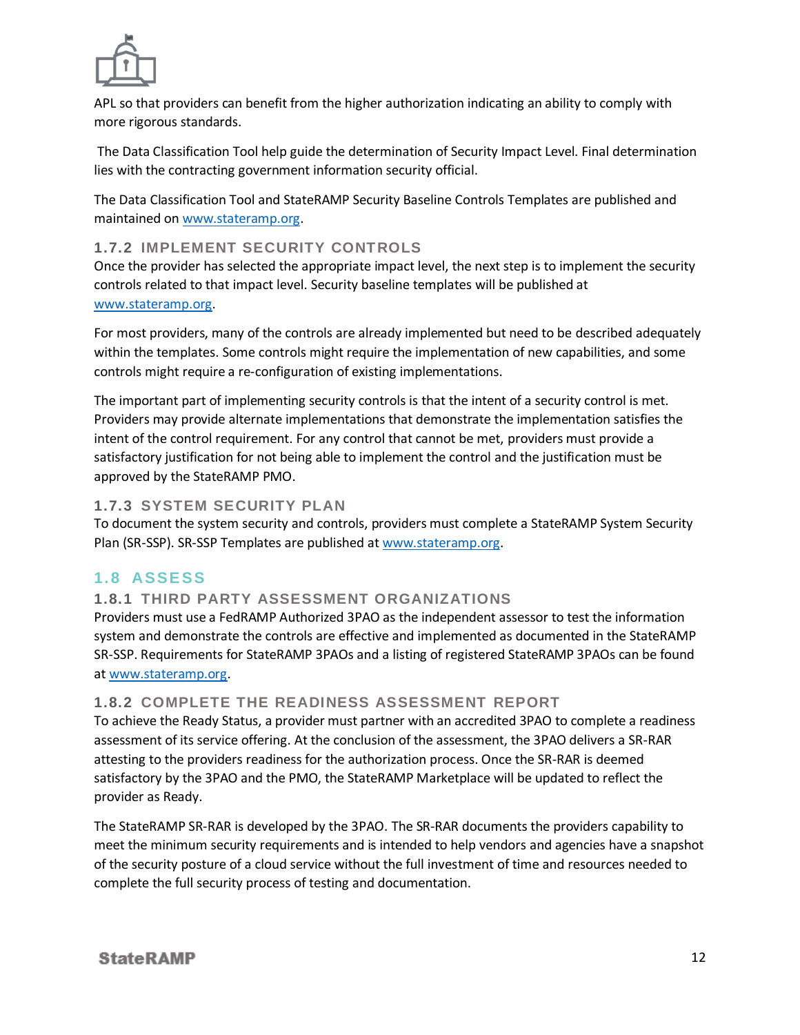APL so that providers can benefit from the higher authorization indicating an ability to comply with more rigorous standards.

The Data Classification Tool help guide the determination of Security Impact Level. Final determination lies with the contracting government information security official.

The Data Classification Tool and StateRAMP Security Baseline Controls Templates are published and maintained on [www.stateramp.org](www.stateramp.org).

### 1.7.2 IMPLEMENT SECURITY CONTROLS

Once the provider has selected the appropriate impact level, the next step is to implement the security controls related to that impact level. Security baseline templates will be published at [www.stateramp.org](www.stateramp.org).

For most providers, many of the controls are already implemented but need to be described adequately within the templates. Some controls might require the implementation of new capabilities, and some controls might require a re-configuration of existing implementations.

The important part of implementing security controls is that the intent of a security control is met. Providers may provide alternate implementations that demonstrate the implementation satisfies the intent of the control requirement. For any control that cannot be met, providers must provide a satisfactory justification for not being able to implement the control and the justification must be approved by the StateRAMP PMO.

### 1.7.3 SYSTEM SECURITY PLAN

To document the system security and controls, providers must complete a StateRAMP System Security Plan (SR-SSP). SR-SSP Templates are published at [www.stateramp.org](www.stateramp.org).

## 1.8 ASSESS

### 1.8.1 THIRD PARTY ASSESSMENT ORGANIZATIONS

Providers must use a FedRAMP Authorized 3PAO as the independent assessor to test the information system and demonstrate the controls are effective and implemented as documented in the StateRAMP SR-SSP. Requirements for StateRAMP 3PAOs and a listing of registered StateRAMP 3PAOs can be found at [www.stateramp.org](www.stateramp.org).

### 1.8.2 COMPLETE THE READINESS ASSESSMENT REPORT

To achieve the Ready Status, a provider must partner with an accredited 3PAO to complete a readiness assessment of its service offering. At the conclusion of the assessment, the 3PAO delivers a SR-RAR attesting to the providers readiness for the authorization process. Once the SR-RAR is deemed satisfactory by the 3PAO and the PMO, the StateRAMP Marketplace will be updated to reflect the provider as Ready.

The StateRAMP SR-RAR is developed by the 3PAO. The SR-RAR documents the providers capability to meet the minimum security requirements and is intended to help vendors and agencies have a snapshot of the security posture of a cloud service without the full investment of time and resources needed to complete the full security process of testing and documentation.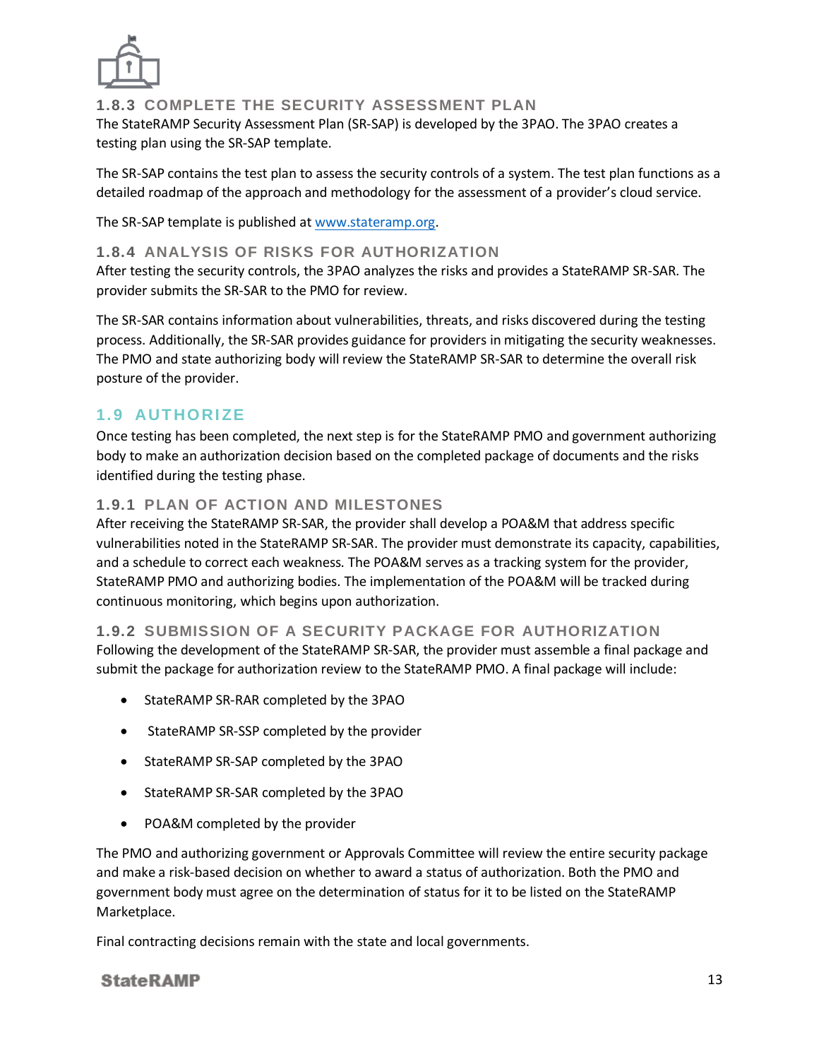### 1.8.3 COMPLETE THE SECURITY ASSESSMENT PLAN

The StateRAMP Security Assessment Plan (SR-SAP) is developed by the 3PAO. The 3PAO creates a testing plan using the SR-SAP template.

The SR-SAP contains the test plan to assess the security controls of a system. The test plan functions as a detailed roadmap of the approach and methodology for the assessment of a provider's cloud service.

The SR-SAP template is published at [www.stateramp.org](http://www.stateramp.org).

### 1.8.4 ANALYSIS OF RISKS FOR AUTHORIZATION

After testing the security controls, the 3PAO analyzes the risks and provides a StateRAMP SR-SAR. The provider submits the SR-SAR to the PMO for review.

The SR-SAR contains information about vulnerabilities, threats, and risks discovered during the testing process. Additionally, the SR-SAR provides guidance for providers in mitigating the security weaknesses. The PMO and state authorizing body will review the StateRAMP SR-SAR to determine the overall risk posture of the provider.

## 1.9 AUTHORIZE

Once testing has been completed, the next step is for the StateRAMP PMO and government authorizing body to make an authorization decision based on the completed package of documents and the risks identified during the testing phase.

### 1.9.1 PLAN OF ACTION AND MILESTONES

After receiving the StateRAMP SR-SAR, the provider shall develop a POA&M that address specific vulnerabilities noted in the StateRAMP SR-SAR. The provider must demonstrate its capacity, capabilities, and a schedule to correct each weakness. The POA&M serves as a tracking system for the provider, StateRAMP PMO and authorizing bodies. The implementation of the POA&M will be tracked during continuous monitoring, which begins upon authorization.

### 1.9.2 SUBMISSION OF A SECURITY PACKAGE FOR AUTHORIZATION

Following the development of the StateRAMP SR-SAR, the provider must assemble a final package and submit the package for authorization review to the StateRAMP PMO. A final package will include:

- StateRAMP SR-RAR completed by the 3PAO
- StateRAMP SR-SSP completed by the provider
- StateRAMP SR-SAP completed by the 3PAO
- StateRAMP SR-SAR completed by the 3PAO
- POA&M completed by the provider

The PMO and authorizing government or Approvals Committee will review the entire security package and make a risk-based decision on whether to award a status of authorization. Both the PMO and government body must agree on the determination of status for it to be listed on the StateRAMP Marketplace.

Final contracting decisions remain with the state and local governments.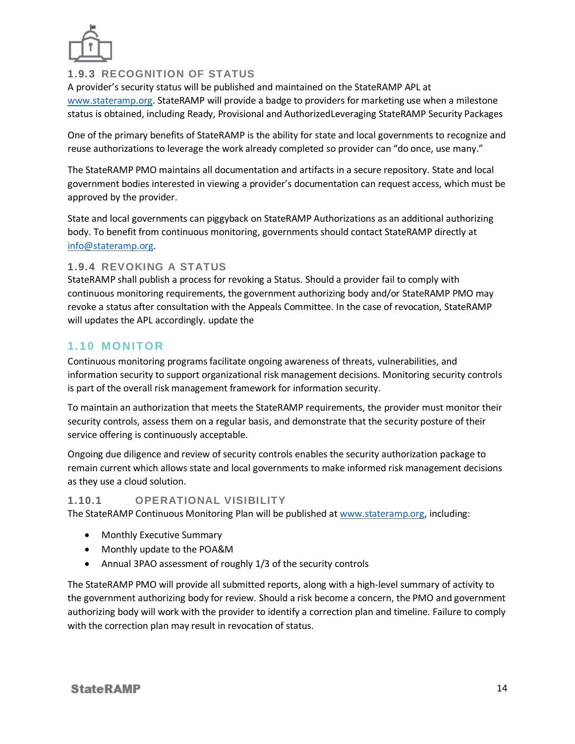### 1.9.3 RECOGNITION OF STATUS

A provider's security status will be published and maintained on the StateRAMP APL at www.stateramp.org. StateRAMP will provide a badge to providers for marketing use when a milestone status is obtained, including Ready, Provisional and AuthorizedLeveraging StateRAMP Security Packages

One of the primary benefits of StateRAMP is the ability for state and local governments to recognize and reuse authorizations to leverage the work already completed so provider can "do once, use many."

The StateRAMP PMO maintains all documentation and artifacts in a secure repository. State and local government bodies interested in viewing a provider's documentation can request access, which must be approved by the provider.

State and local governments can piggyback on StateRAMP Authorizations as an additional authorizing body. To benefit from continuous monitoring, governments should contact StateRAMP directly at info@stateramp.org.

### 1.9.4 REVOKING A STATUS

StateRAMP shall publish a process for revoking a Status. Should a provider fail to comply with continuous monitoring requirements, the government authorizing body and/or StateRAMP PMO may revoke a status after consultation with the Appeals Committee. In the case of revocation, StateRAMP will updates the APL accordingly. update the

## 1.10 MONITOR

Continuous monitoring programs facilitate ongoing awareness of threats, vulnerabilities, and information security to support organizational risk management decisions. Monitoring security controls is part of the overall risk management framework for information security.

To maintain an authorization that meets the StateRAMP requirements, the provider must monitor their security controls, assess them on a regular basis, and demonstrate that the security posture of their service offering is continuously acceptable.

Ongoing due diligence and review of security controls enables the security authorization package to remain current which allows state and local governments to make informed risk management decisions as they use a cloud solution.

### 1.10.1 OPERATIONAL VISIBILITY

The StateRAMP Continuous Monitoring Plan will be published at www.stateramp.org, including:

- Monthly Executive Summary
- Monthly update to the POA&M
- Annual 3PAO assessment of roughly 1/3 of the security controls

The StateRAMP PMO will provide all submitted reports, along with a high-level summary of activity to the government authorizing body for review. Should a risk become a concern, the PMO and government authorizing body will work with the provider to identify a correction plan and timeline. Failure to comply with the correction plan may result in revocation of status.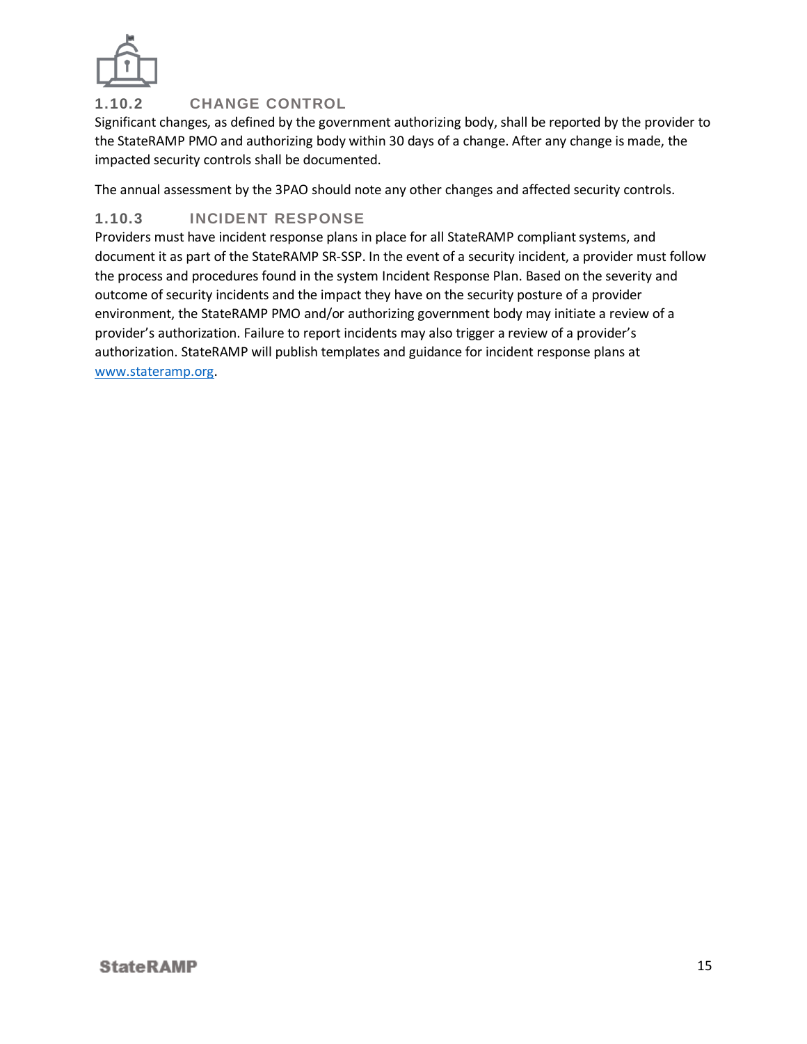### 1.10.2 CHANGE CONTROL

Significant changes, as defined by the government authorizing body, shall be reported by the provider to the StateRAMP PMO and authorizing body within 30 days of a change. After any change is made, the impacted security controls shall be documented.

The annual assessment by the 3PAO should note any other changes and affected security controls.

### 1.10.3 INCIDENT RESPONSE

Providers must have incident response plans in place for all StateRAMP compliant systems, and document it as part of the StateRAMP SR-SSP. In the event of a security incident, a provider must follow the process and procedures found in the system Incident Response Plan. Based on the severity and outcome of security incidents and the impact they have on the security posture of a provider environment, the StateRAMP PMO and/or authorizing government body may initiate a review of a provider's authorization. Failure to report incidents may also trigger a review of a provider's authorization. StateRAMP will publish templates and guidance for incident response plans at [www.stateramp.org](http://www.stateramp.org).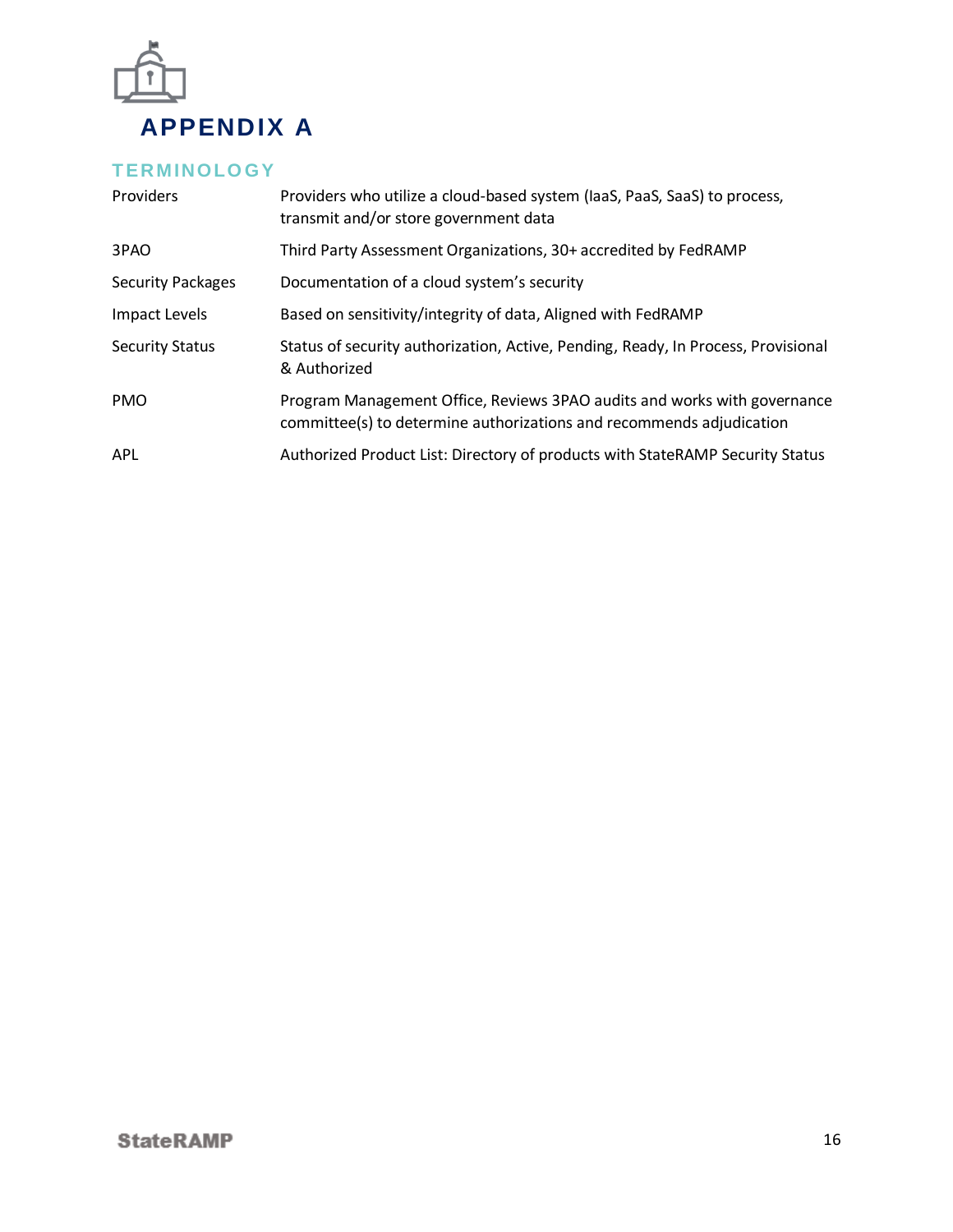# APPENDIX A

## TERMINOLOGY

| | |
|---|---|
| Providers | Providers who utilize a cloud-based system (IaaS, PaaS, SaaS) to process, transmit and/or store government data |
| 3PAO | Third Party Assessment Organizations, 30+ accredited by FedRAMP |
| Security Packages | Documentation of a cloud system's security |
| Impact Levels | Based on sensitivity/integrity of data, Aligned with FedRAMP |
| Security Status | Status of security authorization, Active, Pending, Ready, In Process, Provisional & Authorized |
| PMO | Program Management Office, Reviews 3PAO audits and works with governance committee(s) to determine authorizations and recommends adjudication |
| APL | Authorized Product List: Directory of products with StateRAMP Security Status |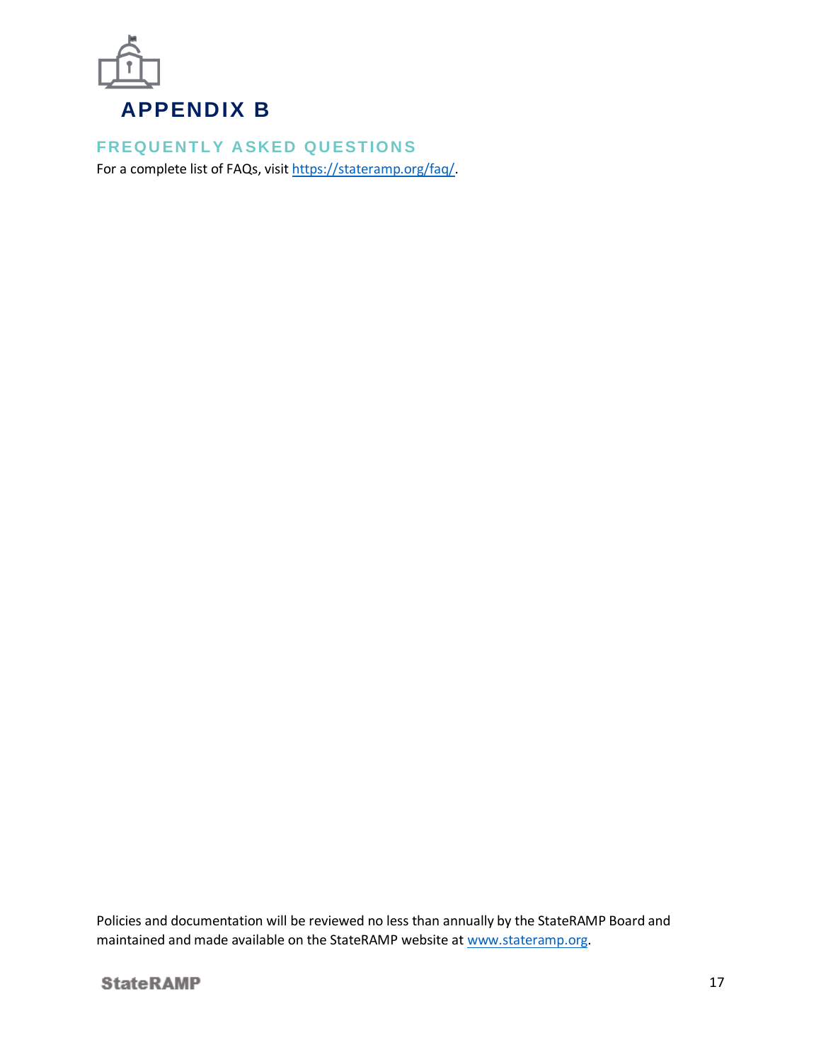# APPENDIX B

## FREQUENTLY ASKED QUESTIONS

For a complete list of FAQs, visit https://stateramp.org/faq/.

Policies and documentation will be reviewed no less than annually by the StateRAMP Board and maintained and made available on the StateRAMP website at www.stateramp.org.